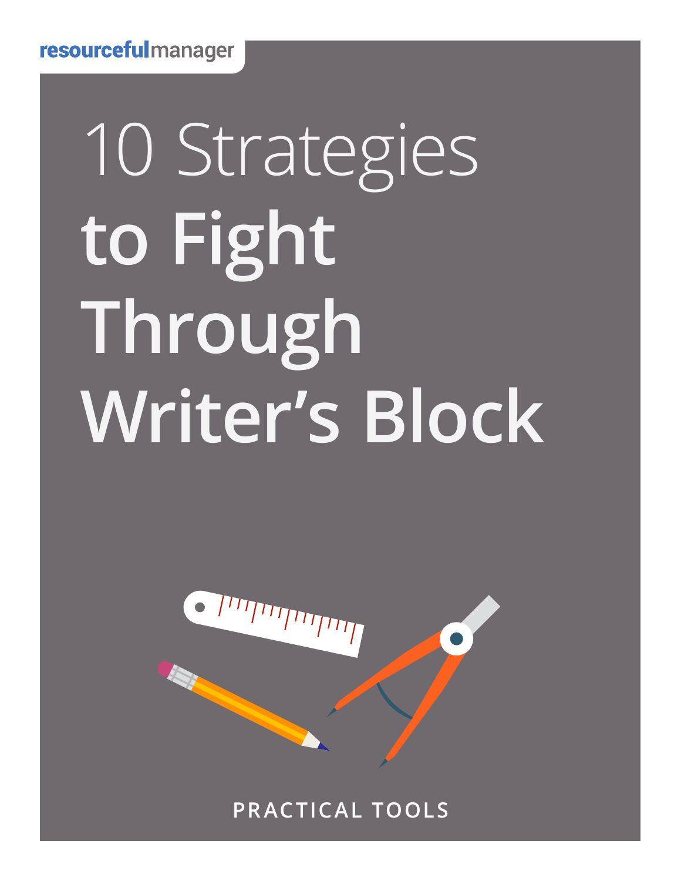resourcefulmanager

# 10 Strategies **to Fight Through Writer's Block**

PRACTICAL TOOLS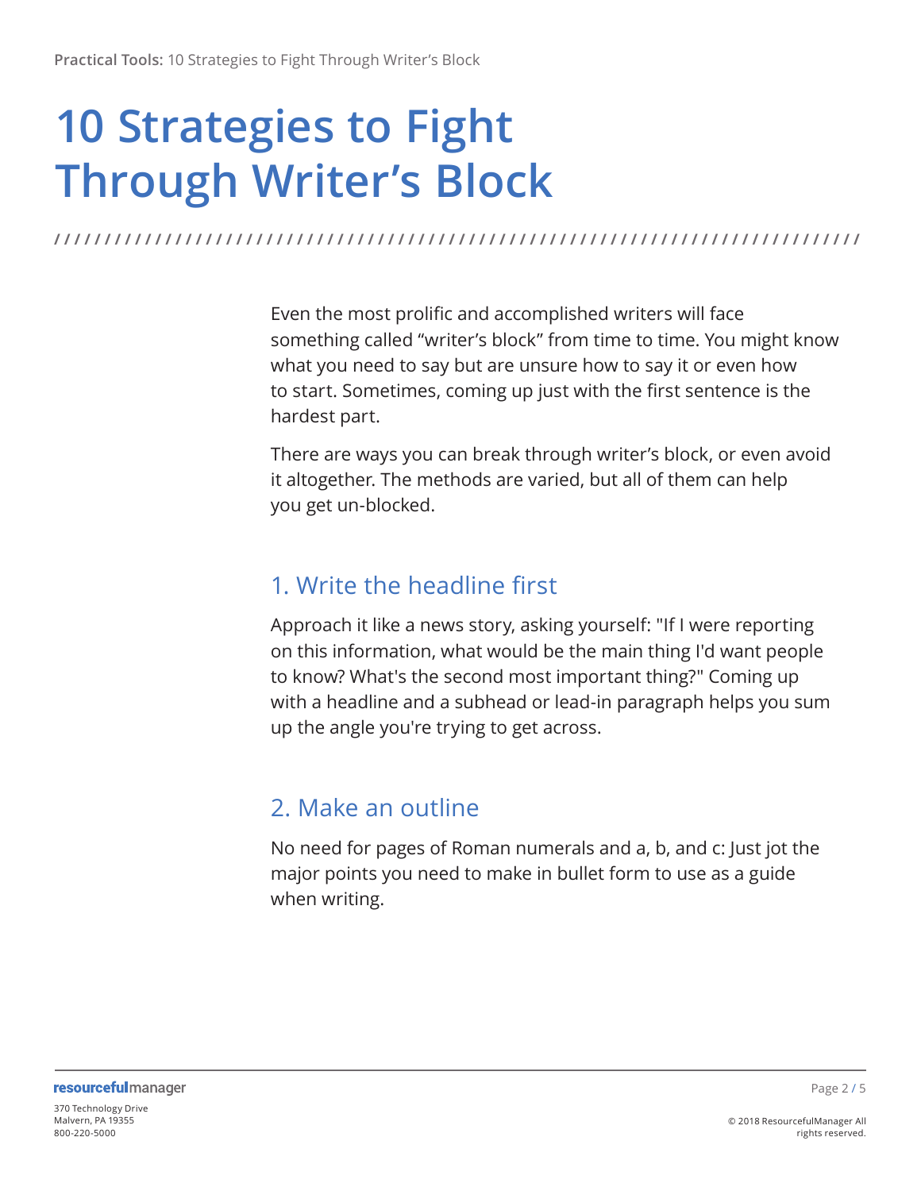# 10 Strategies to Fight Through Writer's Block

Even the most prolific and accomplished writers will face something called "writer's block" from time to time. You might know what you need to say but are unsure how to say it or even how to start. Sometimes, coming up just with the first sentence is the hardest part.

There are ways you can break through writer's block, or even avoid it altogether. The methods are varied, but all of them can help you get un-blocked.

## 1. Write the headline first

Approach it like a news story, asking yourself: "If I were reporting on this information, what would be the main thing I'd want people to know? What's the second most important thing?" Coming up with a headline and a subhead or lead-in paragraph helps you sum up the angle you're trying to get across.

## 2. Make an outline

No need for pages of Roman numerals and a, b, and c: Just jot the major points you need to make in bullet form to use as a guide when writing.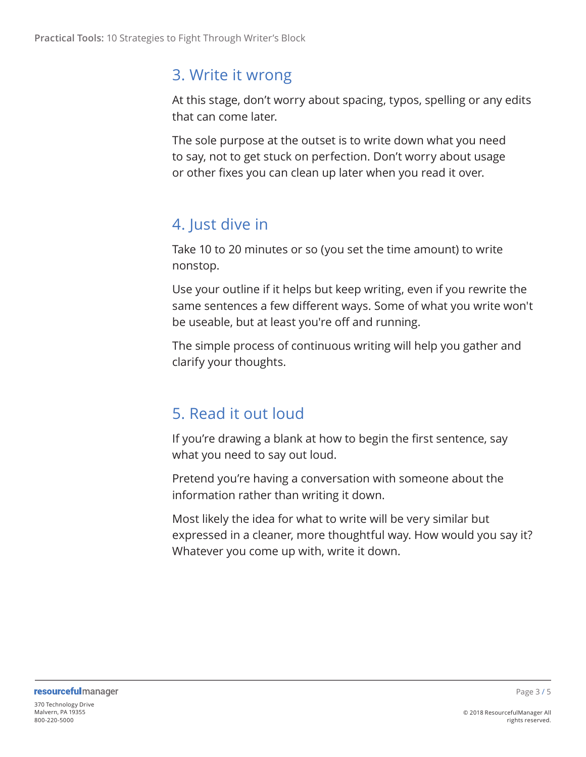## 3. Write it wrong

At this stage, don't worry about spacing, typos, spelling or any edits that can come later.

The sole purpose at the outset is to write down what you need to say, not to get stuck on perfection. Don't worry about usage or other fixes you can clean up later when you read it over.

## 4. Just dive in

Take 10 to 20 minutes or so (you set the time amount) to write nonstop.

Use your outline if it helps but keep writing, even if you rewrite the same sentences a few different ways. Some of what you write won't be useable, but at least you're off and running.

The simple process of continuous writing will help you gather and clarify your thoughts.

## 5. Read it out loud

If you're drawing a blank at how to begin the first sentence, say what you need to say out loud.

Pretend you're having a conversation with someone about the information rather than writing it down.

Most likely the idea for what to write will be very similar but expressed in a cleaner, more thoughtful way. How would you say it? Whatever you come up with, write it down.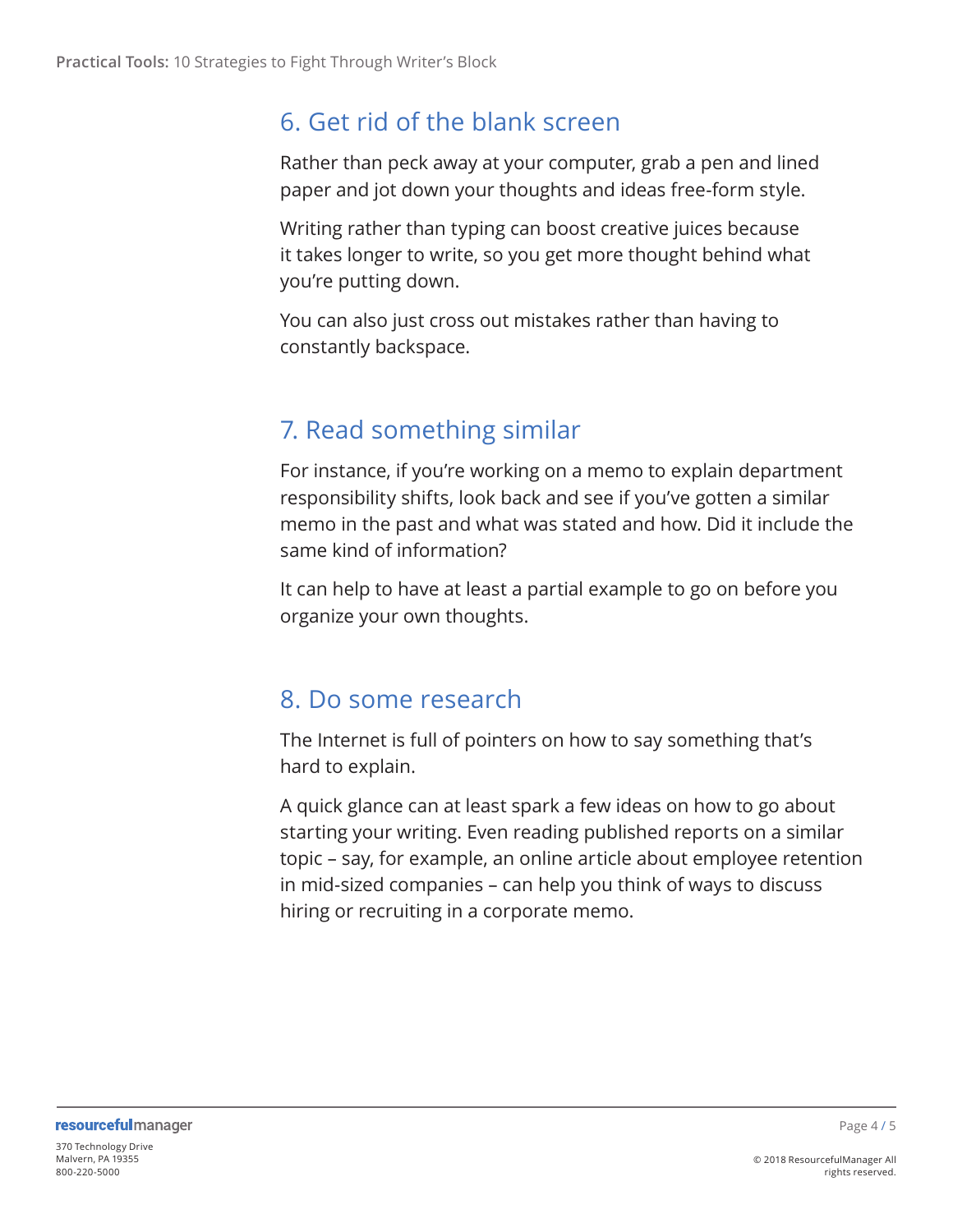## 6. Get rid of the blank screen

Rather than peck away at your computer, grab a pen and lined paper and jot down your thoughts and ideas free-form style.

Writing rather than typing can boost creative juices because it takes longer to write, so you get more thought behind what you're putting down.

You can also just cross out mistakes rather than having to constantly backspace.

## 7. Read something similar

For instance, if you're working on a memo to explain department responsibility shifts, look back and see if you've gotten a similar memo in the past and what was stated and how. Did it include the same kind of information?

It can help to have at least a partial example to go on before you organize your own thoughts.

## 8. Do some research

The Internet is full of pointers on how to say something that's hard to explain.

A quick glance can at least spark a few ideas on how to go about starting your writing. Even reading published reports on a similar topic – say, for example, an online article about employee retention in mid-sized companies – can help you think of ways to discuss hiring or recruiting in a corporate memo.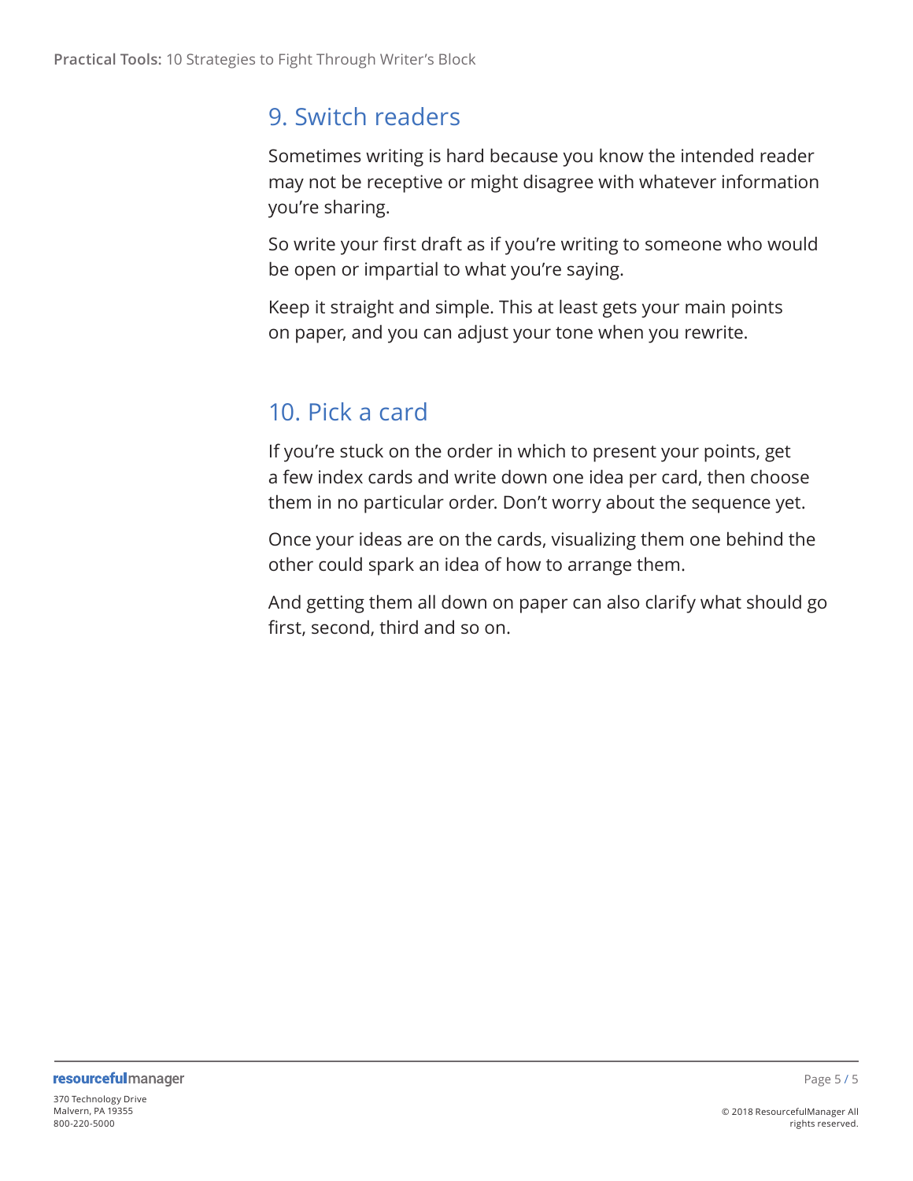## 9. Switch readers

Sometimes writing is hard because you know the intended reader may not be receptive or might disagree with whatever information you're sharing.

So write your first draft as if you're writing to someone who would be open or impartial to what you're saying.

Keep it straight and simple. This at least gets your main points on paper, and you can adjust your tone when you rewrite.

## 10. Pick a card

If you're stuck on the order in which to present your points, get a few index cards and write down one idea per card, then choose them in no particular order. Don't worry about the sequence yet.

Once your ideas are on the cards, visualizing them one behind the other could spark an idea of how to arrange them.

And getting them all down on paper can also clarify what should go first, second, third and so on.